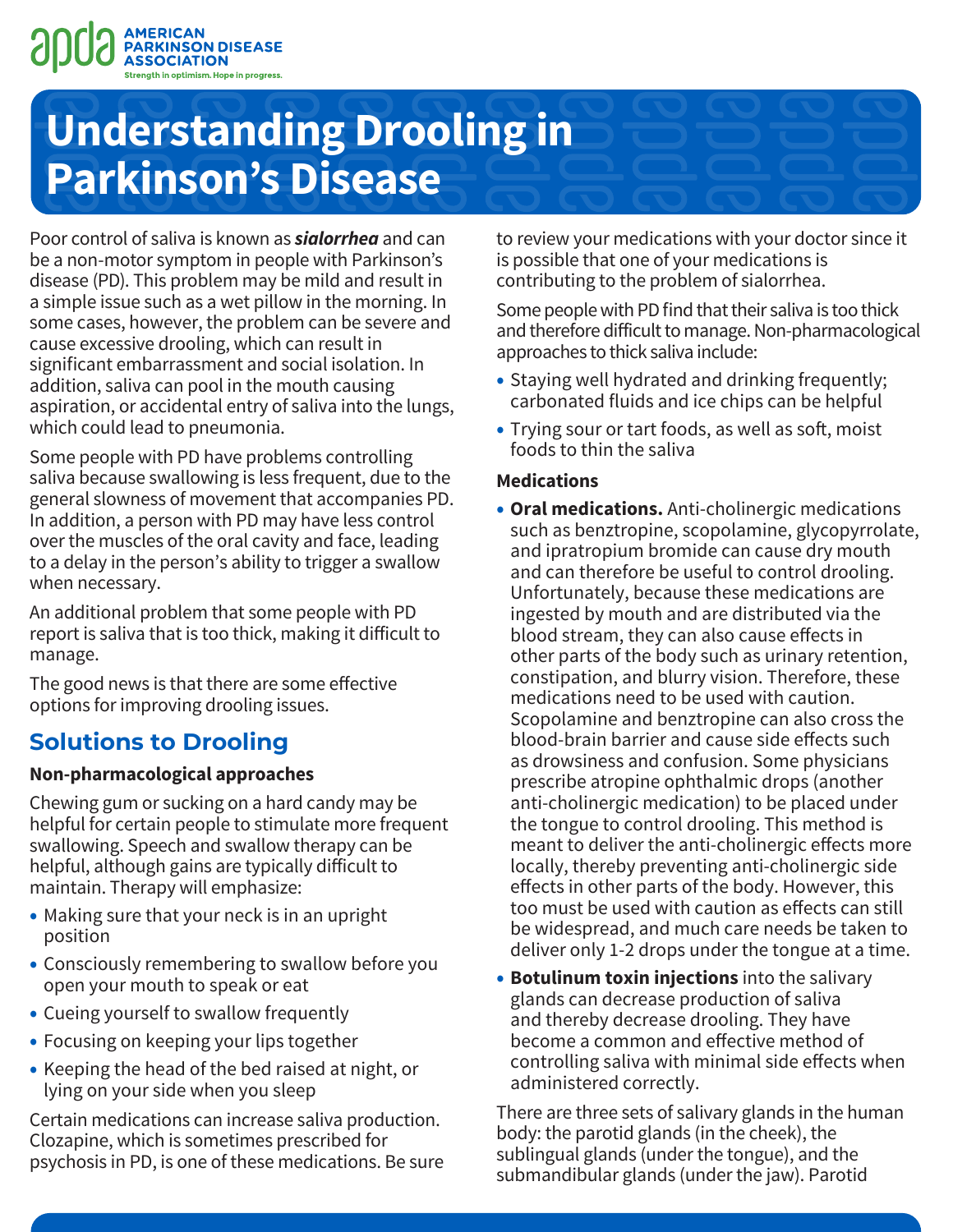# Understanding Drooling in Parkinson's Disease

Poor control of saliva is known as ***sialorrhea*** and can be a non-motor symptom in people with Parkinson's disease (PD). This problem may be mild and result in a simple issue such as a wet pillow in the morning. In some cases, however, the problem can be severe and cause excessive drooling, which can result in significant embarrassment and social isolation. In addition, saliva can pool in the mouth causing aspiration, or accidental entry of saliva into the lungs, which could lead to pneumonia.

Some people with PD have problems controlling saliva because swallowing is less frequent, due to the general slowness of movement that accompanies PD. In addition, a person with PD may have less control over the muscles of the oral cavity and face, leading to a delay in the person's ability to trigger a swallow when necessary.

An additional problem that some people with PD report is saliva that is too thick, making it difficult to manage.

The good news is that there are some effective options for improving drooling issues.

## Solutions to Drooling

### Non-pharmacological approaches

Chewing gum or sucking on a hard candy may be helpful for certain people to stimulate more frequent swallowing. Speech and swallow therapy can be helpful, although gains are typically difficult to maintain. Therapy will emphasize:

- Making sure that your neck is in an upright position
- Consciously remembering to swallow before you open your mouth to speak or eat
- Cueing yourself to swallow frequently
- Focusing on keeping your lips together
- Keeping the head of the bed raised at night, or lying on your side when you sleep

Certain medications can increase saliva production. Clozapine, which is sometimes prescribed for psychosis in PD, is one of these medications. Be sure to review your medications with your doctor since it is possible that one of your medications is contributing to the problem of sialorrhea.

Some people with PD find that their saliva is too thick and therefore difficult to manage. Non-pharmacological approaches to thick saliva include:

- Staying well hydrated and drinking frequently; carbonated fluids and ice chips can be helpful
- Trying sour or tart foods, as well as soft, moist foods to thin the saliva

### Medications

- **Oral medications.** Anti-cholinergic medications such as benztropine, scopolamine, glycopyrrolate, and ipratropium bromide can cause dry mouth and can therefore be useful to control drooling. Unfortunately, because these medications are ingested by mouth and are distributed via the blood stream, they can also cause effects in other parts of the body such as urinary retention, constipation, and blurry vision. Therefore, these medications need to be used with caution. Scopolamine and benztropine can also cross the blood-brain barrier and cause side effects such as drowsiness and confusion. Some physicians prescribe atropine ophthalmic drops (another anti-cholinergic medication) to be placed under the tongue to control drooling. This method is meant to deliver the anti-cholinergic effects more locally, thereby preventing anti-cholinergic side effects in other parts of the body. However, this too must be used with caution as effects can still be widespread, and much care needs be taken to deliver only 1-2 drops under the tongue at a time.
- **Botulinum toxin injections** into the salivary glands can decrease production of saliva and thereby decrease drooling. They have become a common and effective method of controlling saliva with minimal side effects when administered correctly.

There are three sets of salivary glands in the human body: the parotid glands (in the cheek), the sublingual glands (under the tongue), and the submandibular glands (under the jaw). Parotid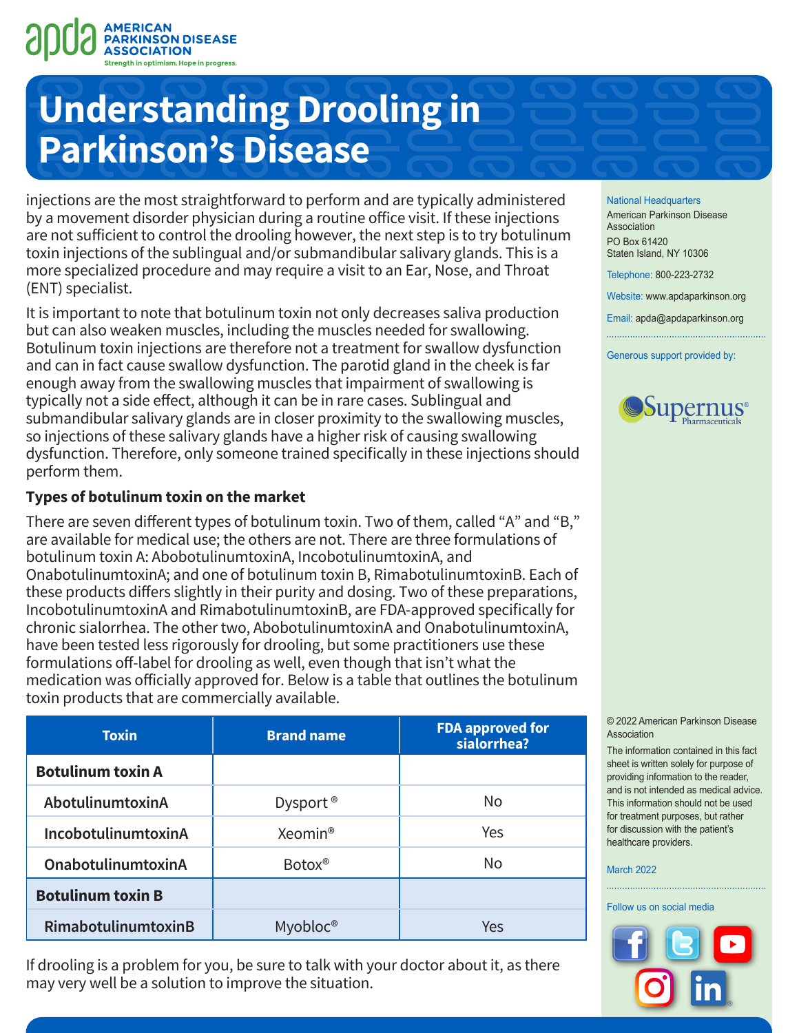# Understanding Drooling in Parkinson's Disease

injections are the most straightforward to perform and are typically administered by a movement disorder physician during a routine office visit. If these injections are not sufficient to control the drooling however, the next step is to try botulinum toxin injections of the sublingual and/or submandibular salivary glands. This is a more specialized procedure and may require a visit to an Ear, Nose, and Throat (ENT) specialist.

It is important to note that botulinum toxin not only decreases saliva production but can also weaken muscles, including the muscles needed for swallowing. Botulinum toxin injections are therefore not a treatment for swallow dysfunction and can in fact cause swallow dysfunction. The parotid gland in the cheek is far enough away from the swallowing muscles that impairment of swallowing is typically not a side effect, although it can be in rare cases. Sublingual and submandibular salivary glands are in closer proximity to the swallowing muscles, so injections of these salivary glands have a higher risk of causing swallowing dysfunction. Therefore, only someone trained specifically in these injections should perform them.

### Types of botulinum toxin on the market

There are seven different types of botulinum toxin. Two of them, called "A" and "B," are available for medical use; the others are not. There are three formulations of botulinum toxin A: AbobotulinumtoxinA, IncobotulinumtoxinA, and OnabotulinumtoxinA; and one of botulinum toxin B, RimabotulinumtoxinB. Each of these products differs slightly in their purity and dosing. Two of these preparations, IncobotulinumtoxinA and RimabotulinumtoxinB, are FDA-approved specifically for chronic sialorrhea. The other two, AbobotulinumtoxinA and OnabotulinumtoxinA, have been tested less rigorously for drooling, but some practitioners use these formulations off-label for drooling as well, even though that isn't what the medication was officially approved for. Below is a table that outlines the botulinum toxin products that are commercially available.

| Toxin | Brand name | FDA approved for sialorrhea? |
|---|---|---|
| **Botulinum toxin A** | | |
| AbotulinumtoxinA | Dysport ® | No |
| IncobotulinumtoxinA | Xeomin® | Yes |
| OnabotulinumtoxinA | Botox® | No |
| **Botulinum toxin B** | | |
| RimabotulinumtoxinB | Myobloc® | Yes |

If drooling is a problem for you, be sure to talk with your doctor about it, as there may very well be a solution to improve the situation.

National Headquarters
American Parkinson Disease Association
PO Box 61420
Staten Island, NY 10306

Telephone: 800-223-2732

Website: www.apdaparkinson.org

Email: apda@apdaparkinson.org

Generous support provided by: Supernus Pharmaceuticals

© 2022 American Parkinson Disease Association

The information contained in this fact sheet is written solely for purpose of providing information to the reader, and is not intended as medical advice. This information should not be used for treatment purposes, but rather for discussion with the patient's healthcare providers.

March 2022

Follow us on social media